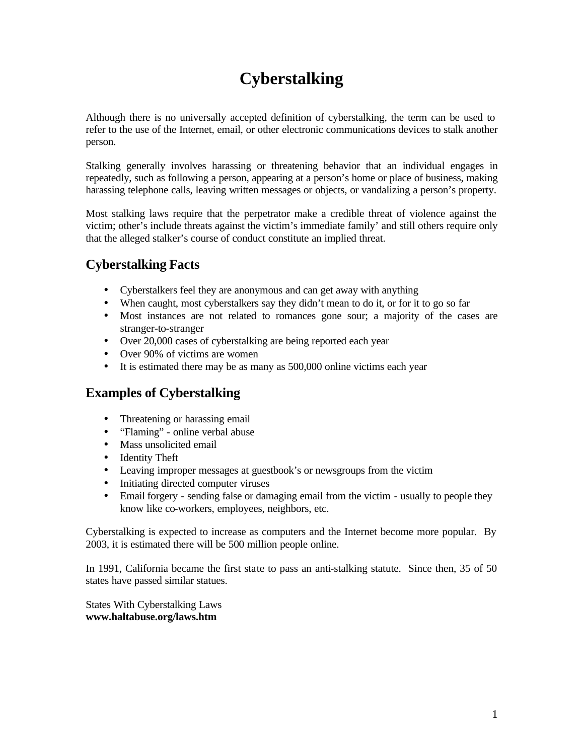# Cyberstalking

Although there is no universally accepted definition of cyberstalking, the term can be used to refer to the use of the Internet, email, or other electronic communications devices to stalk another person.

Stalking generally involves harassing or threatening behavior that an individual engages in repeatedly, such as following a person, appearing at a person's home or place of business, making harassing telephone calls, leaving written messages or objects, or vandalizing a person's property.

Most stalking laws require that the perpetrator make a credible threat of violence against the victim; other's include threats against the victim's immediate family' and still others require only that the alleged stalker's course of conduct constitute an implied threat.

## Cyberstalking Facts

- Cyberstalkers feel they are anonymous and can get away with anything
- When caught, most cyberstalkers say they didn't mean to do it, or for it to go so far
- Most instances are not related to romances gone sour; a majority of the cases are stranger-to-stranger
- Over 20,000 cases of cyberstalking are being reported each year
- Over 90% of victims are women
- It is estimated there may be as many as 500,000 online victims each year

## Examples of Cyberstalking

- Threatening or harassing email
- "Flaming" - online verbal abuse
- Mass unsolicited email
- Identity Theft
- Leaving improper messages at guestbook's or newsgroups from the victim
- Initiating directed computer viruses
- Email forgery - sending false or damaging email from the victim - usually to people they know like co-workers, employees, neighbors, etc.

Cyberstalking is expected to increase as computers and the Internet become more popular. By 2003, it is estimated there will be 500 million people online.

In 1991, California became the first state to pass an anti-stalking statute. Since then, 35 of 50 states have passed similar statues.

States With Cyberstalking Laws
**www.haltabuse.org/laws.htm**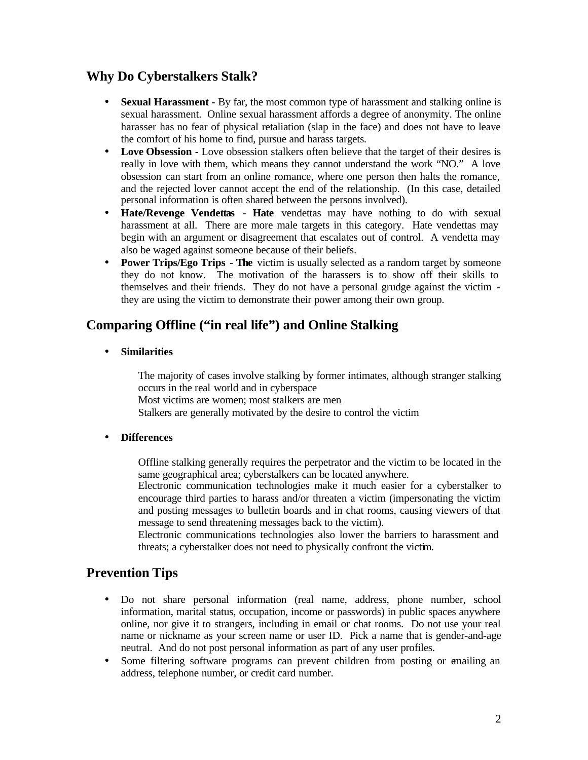## Why Do Cyberstalkers Stalk?

- **Sexual Harassment -** By far, the most common type of harassment and stalking online is sexual harassment. Online sexual harassment affords a degree of anonymity. The online harasser has no fear of physical retaliation (slap in the face) and does not have to leave the comfort of his home to find, pursue and harass targets.
- **Love Obsession -** Love obsession stalkers often believe that the target of their desires is really in love with them, which means they cannot understand the work "NO." A love obsession can start from an online romance, where one person then halts the romance, and the rejected lover cannot accept the end of the relationship. (In this case, detailed personal information is often shared between the persons involved).
- **Hate/Revenge Vendettas - Hate** vendettas may have nothing to do with sexual harassment at all. There are more male targets in this category. Hate vendettas may begin with an argument or disagreement that escalates out of control. A vendetta may also be waged against someone because of their beliefs.
- **Power Trips/Ego Trips - The** victim is usually selected as a random target by someone they do not know. The motivation of the harassers is to show off their skills to themselves and their friends. They do not have a personal grudge against the victim - they are using the victim to demonstrate their power among their own group.

## Comparing Offline ("in real life") and Online Stalking

- **Similarities**

  The majority of cases involve stalking by former intimates, although stranger stalking occurs in the real world and in cyberspace
  Most victims are women; most stalkers are men
  Stalkers are generally motivated by the desire to control the victim

- **Differences**

  Offline stalking generally requires the perpetrator and the victim to be located in the same geographical area; cyberstalkers can be located anywhere.
  Electronic communication technologies make it much easier for a cyberstalker to encourage third parties to harass and/or threaten a victim (impersonating the victim and posting messages to bulletin boards and in chat rooms, causing viewers of that message to send threatening messages back to the victim).
  Electronic communications technologies also lower the barriers to harassment and threats; a cyberstalker does not need to physically confront the victim.

## Prevention Tips

- Do not share personal information (real name, address, phone number, school information, marital status, occupation, income or passwords) in public spaces anywhere online, nor give it to strangers, including in email or chat rooms. Do not use your real name or nickname as your screen name or user ID. Pick a name that is gender-and-age neutral. And do not post personal information as part of any user profiles.
- Some filtering software programs can prevent children from posting or emailing an address, telephone number, or credit card number.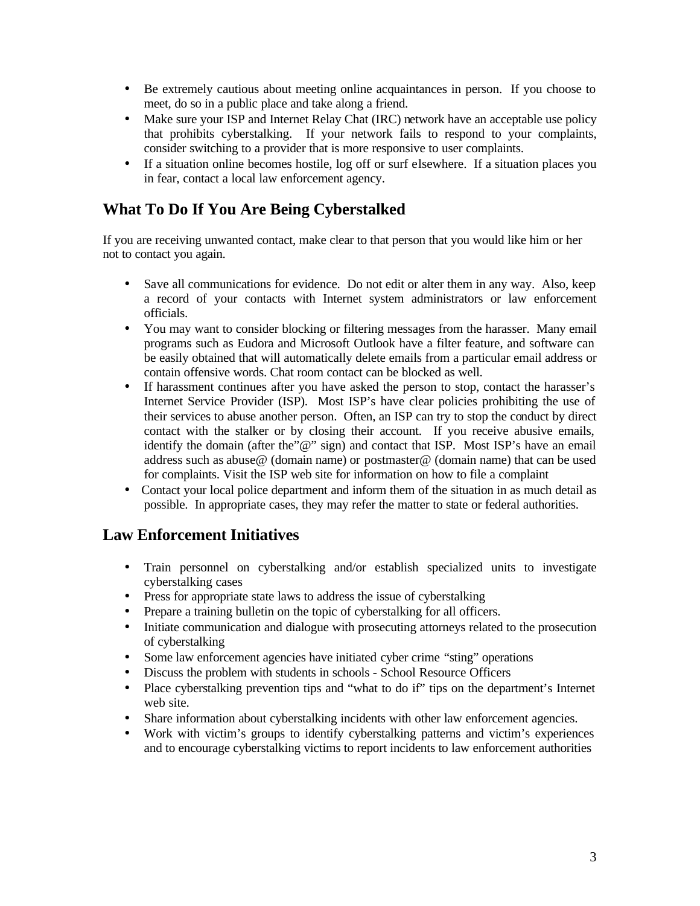- Be extremely cautious about meeting online acquaintances in person. If you choose to meet, do so in a public place and take along a friend.
- Make sure your ISP and Internet Relay Chat (IRC) network have an acceptable use policy that prohibits cyberstalking. If your network fails to respond to your complaints, consider switching to a provider that is more responsive to user complaints.
- If a situation online becomes hostile, log off or surf elsewhere. If a situation places you in fear, contact a local law enforcement agency.

## What To Do If You Are Being Cyberstalked

If you are receiving unwanted contact, make clear to that person that you would like him or her not to contact you again.

- Save all communications for evidence. Do not edit or alter them in any way. Also, keep a record of your contacts with Internet system administrators or law enforcement officials.
- You may want to consider blocking or filtering messages from the harasser. Many email programs such as Eudora and Microsoft Outlook have a filter feature, and software can be easily obtained that will automatically delete emails from a particular email address or contain offensive words. Chat room contact can be blocked as well.
- If harassment continues after you have asked the person to stop, contact the harasser's Internet Service Provider (ISP). Most ISP's have clear policies prohibiting the use of their services to abuse another person. Often, an ISP can try to stop the conduct by direct contact with the stalker or by closing their account. If you receive abusive emails, identify the domain (after the"@" sign) and contact that ISP. Most ISP's have an email address such as abuse@ (domain name) or postmaster@ (domain name) that can be used for complaints. Visit the ISP web site for information on how to file a complaint
- Contact your local police department and inform them of the situation in as much detail as possible. In appropriate cases, they may refer the matter to state or federal authorities.

## Law Enforcement Initiatives

- Train personnel on cyberstalking and/or establish specialized units to investigate cyberstalking cases
- Press for appropriate state laws to address the issue of cyberstalking
- Prepare a training bulletin on the topic of cyberstalking for all officers.
- Initiate communication and dialogue with prosecuting attorneys related to the prosecution of cyberstalking
- Some law enforcement agencies have initiated cyber crime "sting" operations
- Discuss the problem with students in schools - School Resource Officers
- Place cyberstalking prevention tips and "what to do if" tips on the department's Internet web site.
- Share information about cyberstalking incidents with other law enforcement agencies.
- Work with victim's groups to identify cyberstalking patterns and victim's experiences and to encourage cyberstalking victims to report incidents to law enforcement authorities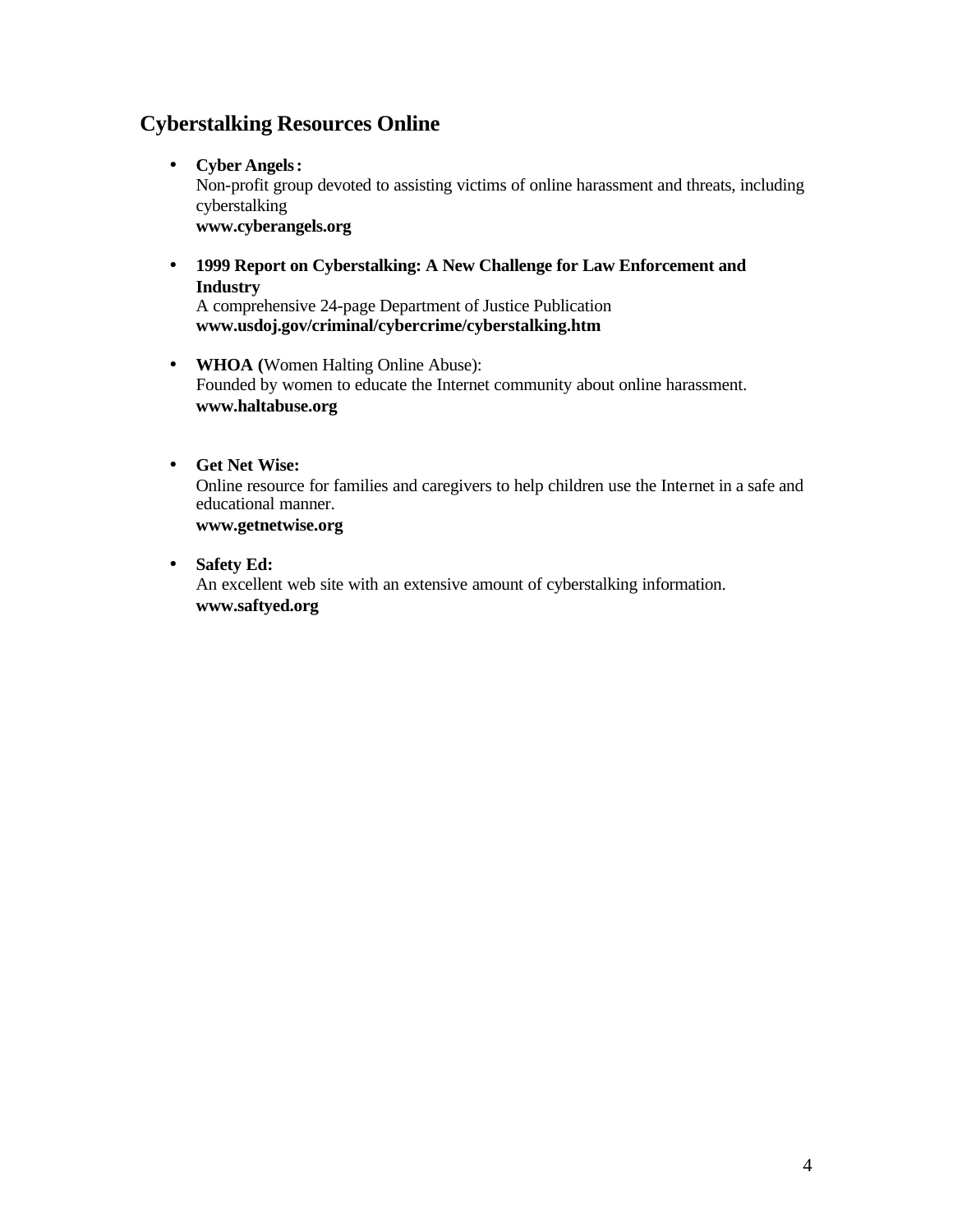## Cyberstalking Resources Online

- **Cyber Angels:**
  Non-profit group devoted to assisting victims of online harassment and threats, including cyberstalking
  **www.cyberangels.org**

- **1999 Report on Cyberstalking: A New Challenge for Law Enforcement and Industry**
  A comprehensive 24-page Department of Justice Publication
  **www.usdoj.gov/criminal/cybercrime/cyberstalking.htm**

- **WHOA (**Women Halting Online Abuse):
  Founded by women to educate the Internet community about online harassment.
  **www.haltabuse.org**

- **Get Net Wise:**
  Online resource for families and caregivers to help children use the Internet in a safe and educational manner.
  **www.getnetwise.org**

- **Safety Ed:**
  An excellent web site with an extensive amount of cyberstalking information.
  **www.saftyed.org**